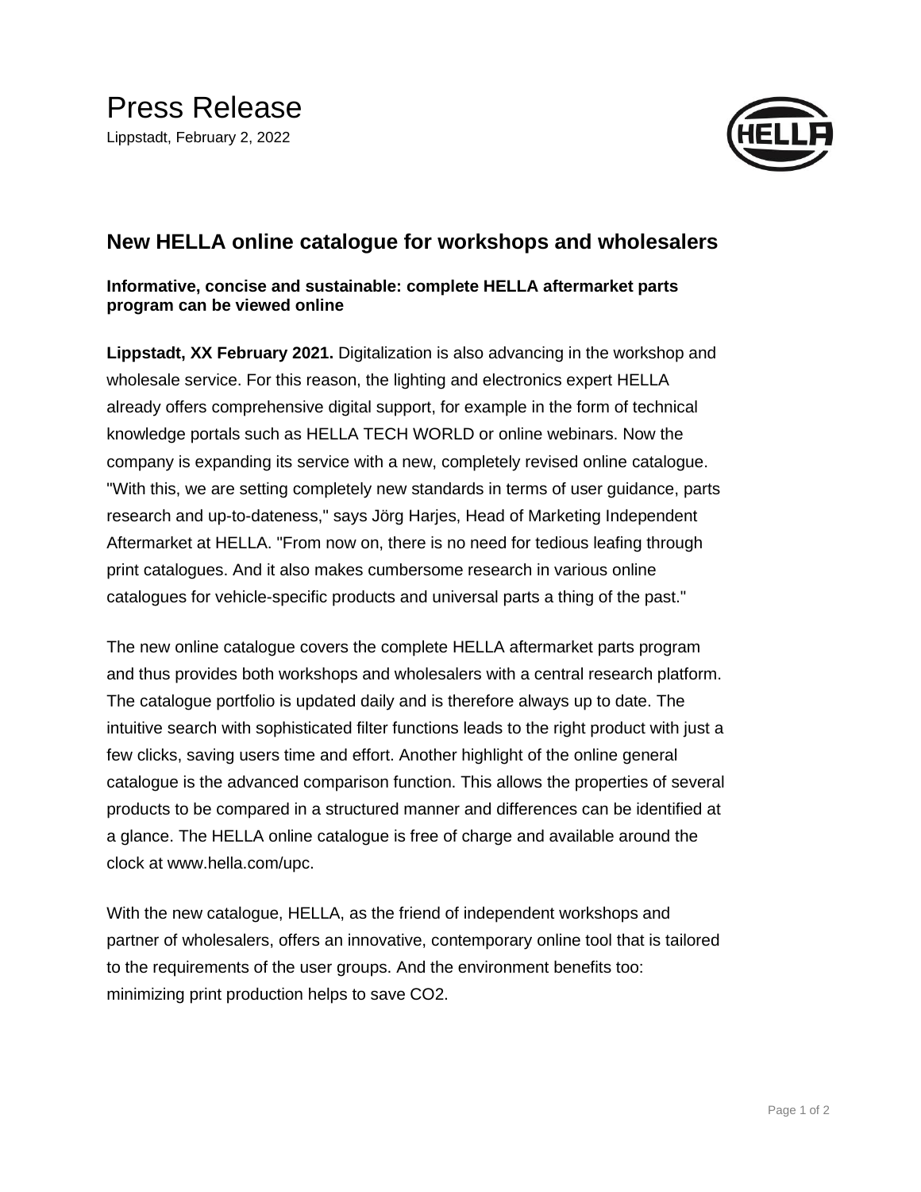# Press Release

Lippstadt, February 2, 2022

## New HELLA online catalogue for workshops and wholesalers

**Informative, concise and sustainable: complete HELLA aftermarket parts program can be viewed online**

**Lippstadt, XX February 2021.** Digitalization is also advancing in the workshop and wholesale service. For this reason, the lighting and electronics expert HELLA already offers comprehensive digital support, for example in the form of technical knowledge portals such as HELLA TECH WORLD or online webinars. Now the company is expanding its service with a new, completely revised online catalogue. "With this, we are setting completely new standards in terms of user guidance, parts research and up-to-dateness," says Jörg Harjes, Head of Marketing Independent Aftermarket at HELLA. "From now on, there is no need for tedious leafing through print catalogues. And it also makes cumbersome research in various online catalogues for vehicle-specific products and universal parts a thing of the past."

The new online catalogue covers the complete HELLA aftermarket parts program and thus provides both workshops and wholesalers with a central research platform. The catalogue portfolio is updated daily and is therefore always up to date. The intuitive search with sophisticated filter functions leads to the right product with just a few clicks, saving users time and effort. Another highlight of the online general catalogue is the advanced comparison function. This allows the properties of several products to be compared in a structured manner and differences can be identified at a glance. The HELLA online catalogue is free of charge and available around the clock at www.hella.com/upc.

With the new catalogue, HELLA, as the friend of independent workshops and partner of wholesalers, offers an innovative, contemporary online tool that is tailored to the requirements of the user groups. And the environment benefits too: minimizing print production helps to save $CO_2$.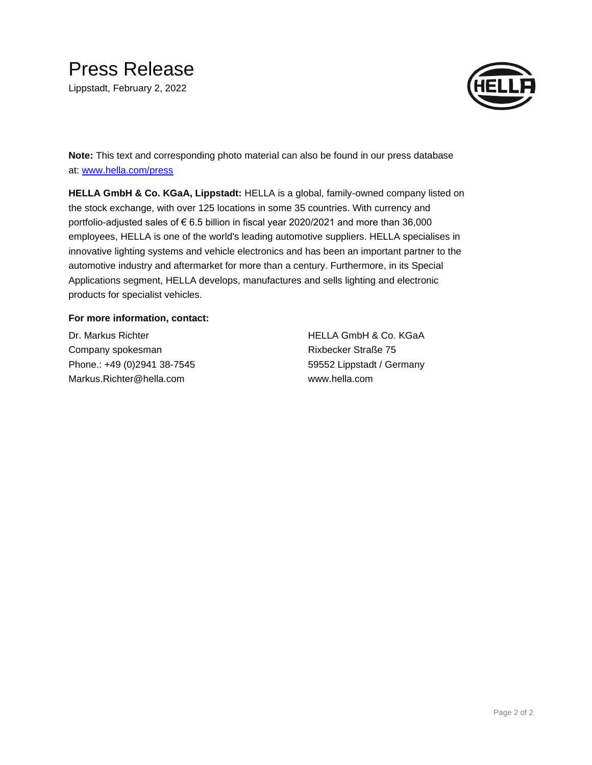# Press Release

Lippstadt, February 2, 2022

**Note:** This text and corresponding photo material can also be found in our press database at: [www.hella.com/press](www.hella.com/press)

**HELLA GmbH & Co. KGaA, Lippstadt:** HELLA is a global, family-owned company listed on the stock exchange, with over 125 locations in some 35 countries. With currency and portfolio-adjusted sales of € 6.5 billion in fiscal year 2020/2021 and more than 36,000 employees, HELLA is one of the world's leading automotive suppliers. HELLA specialises in innovative lighting systems and vehicle electronics and has been an important partner to the automotive industry and aftermarket for more than a century. Furthermore, in its Special Applications segment, HELLA develops, manufactures and sells lighting and electronic products for specialist vehicles.

**For more information, contact:**

Dr. Markus Richter
Company spokesman
Phone.: +49 (0)2941 38-7545
Markus.Richter@hella.com

HELLA GmbH & Co. KGaA
Rixbecker Straße 75
59552 Lippstadt / Germany
www.hella.com